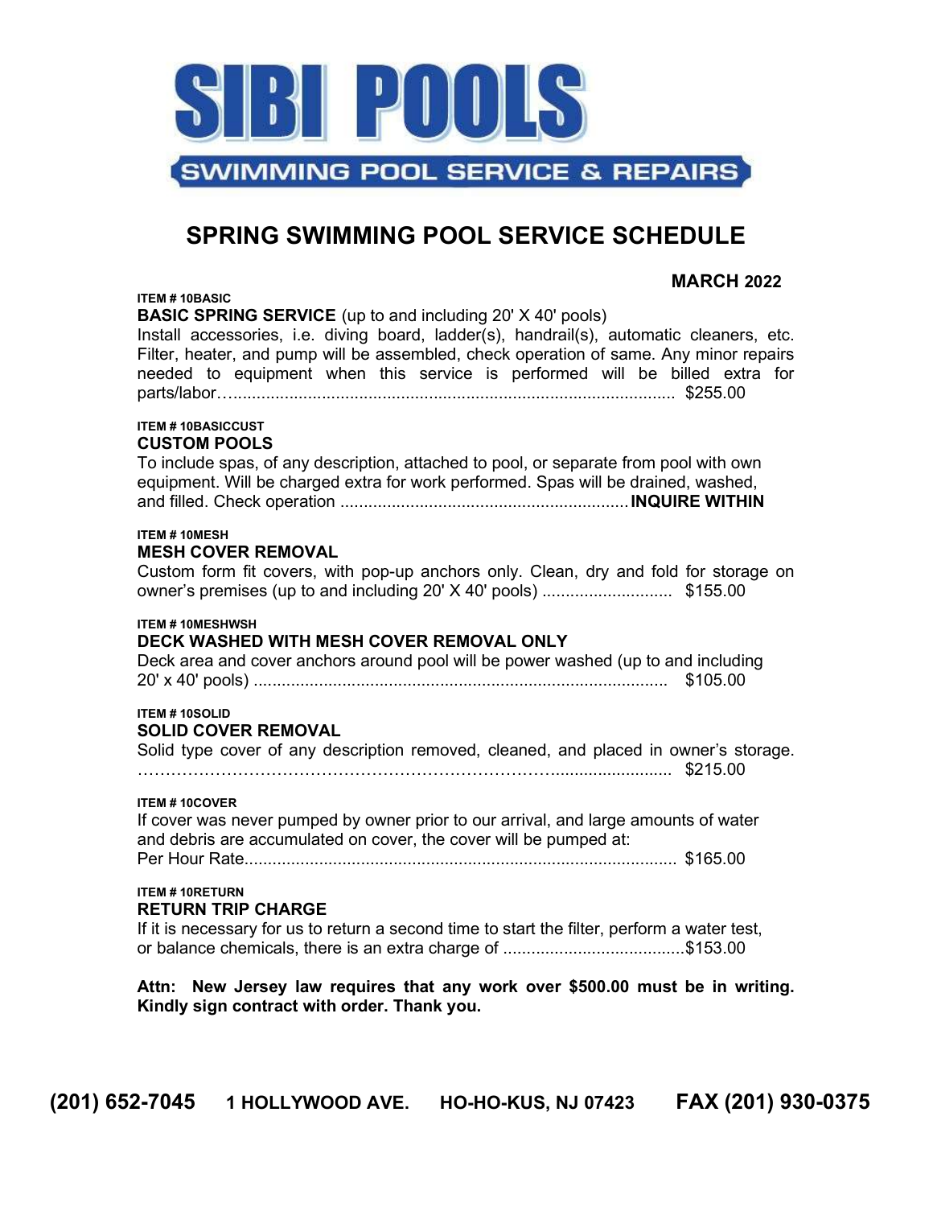# SIBI POOLS

**SWIMMING POOL SERVICE & REPAIRS**

## SPRING SWIMMING POOL SERVICE SCHEDULE

**MARCH 2022**

**ITEM # 10BASIC**

**BASIC SPRING SERVICE** (up to and including 20' X 40' pools)

Install accessories, i.e. diving board, ladder(s), handrail(s), automatic cleaners, etc. Filter, heater, and pump will be assembled, check operation of same. Any minor repairs needed to equipment when this service is performed will be billed extra for parts/labor…............................................................................................... $255.00

**ITEM # 10BASICCUST**

**CUSTOM POOLS**

To include spas, of any description, attached to pool, or separate from pool with own equipment. Will be charged extra for work performed. Spas will be drained, washed, and filled. Check operation .............................................................. **INQUIRE WITHIN**

**ITEM # 10MESH**

**MESH COVER REMOVAL**

Custom form fit covers, with pop-up anchors only. Clean, dry and fold for storage on owner's premises (up to and including 20' X 40' pools) ............................ $155.00

**ITEM # 10MESHWSH**

**DECK WASHED WITH MESH COVER REMOVAL ONLY**

Deck area and cover anchors around pool will be power washed (up to and including 20' x 40' pools) ......................................................................................... $105.00

**ITEM # 10SOLID**

**SOLID COVER REMOVAL**

Solid type cover of any description removed, cleaned, and placed in owner's storage. ……………………………………………………………………......................... $215.00

**ITEM # 10COVER**

If cover was never pumped by owner prior to our arrival, and large amounts of water and debris are accumulated on cover, the cover will be pumped at:
Per Hour Rate............................................................................................. $165.00

**ITEM # 10RETURN**

**RETURN TRIP CHARGE**

If it is necessary for us to return a second time to start the filter, perform a water test, or balance chemicals, there is an extra charge of .......................................$153.00

**Attn: New Jersey law requires that any work over $500.00 must be in writing. Kindly sign contract with order. Thank you.**

**(201) 652-7045 1 HOLLYWOOD AVE. HO-HO-KUS, NJ 07423 FAX (201) 930-0375**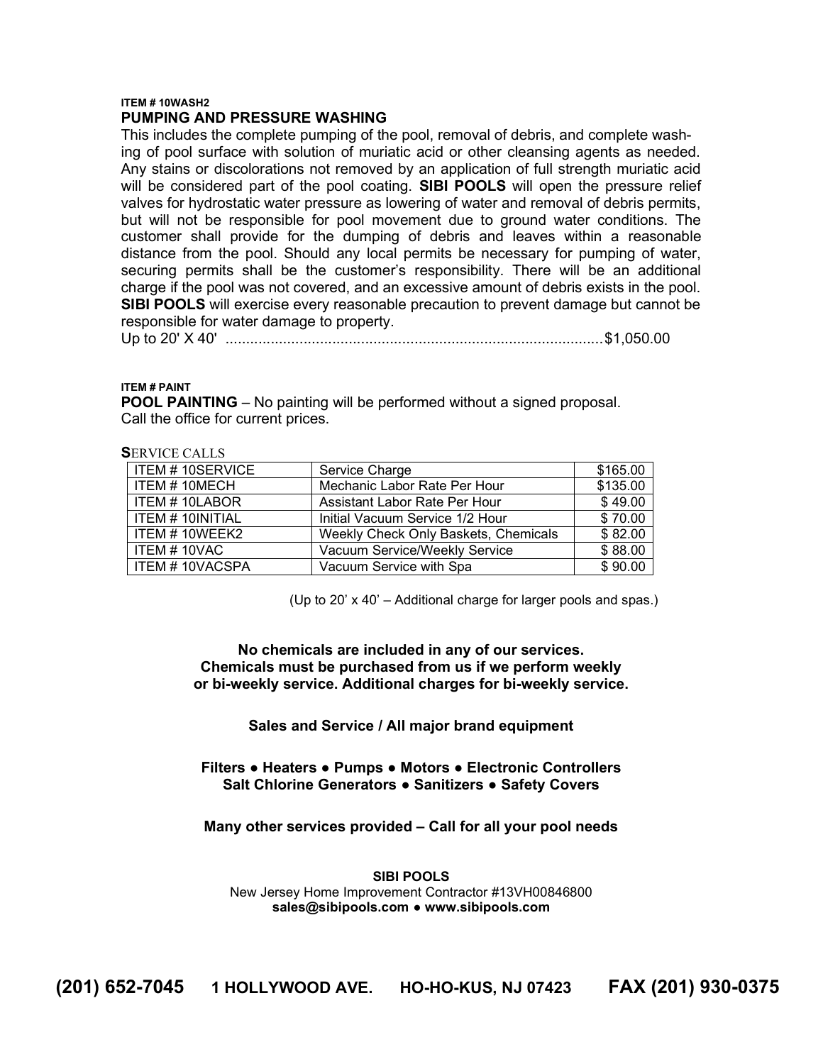**ITEM # 10WASH2**

### PUMPING AND PRESSURE WASHING

This includes the complete pumping of the pool, removal of debris, and complete washing of pool surface with solution of muriatic acid or other cleansing agents as needed. Any stains or discolorations not removed by an application of full strength muriatic acid will be considered part of the pool coating. **SIBI POOLS** will open the pressure relief valves for hydrostatic water pressure as lowering of water and removal of debris permits, but will not be responsible for pool movement due to ground water conditions. The customer shall provide for the dumping of debris and leaves within a reasonable distance from the pool. Should any local permits be necessary for pumping of water, securing permits shall be the customer's responsibility. There will be an additional charge if the pool was not covered, and an excessive amount of debris exists in the pool. **SIBI POOLS** will exercise every reasonable precaution to prevent damage but cannot be responsible for water damage to property.

Up to 20' X 40' ........................................................................................... $1,050.00

**ITEM # PAINT**

**POOL PAINTING** – No painting will be performed without a signed proposal. Call the office for current prices.

**S**ERVICE CALLS

| | | |
|---|---|---|
| ITEM # 10SERVICE | Service Charge | $165.00 |
| ITEM # 10MECH | Mechanic Labor Rate Per Hour | $135.00 |
| ITEM # 10LABOR | Assistant Labor Rate Per Hour | $ 49.00 |
| ITEM # 10INITIAL | Initial Vacuum Service 1/2 Hour | $ 70.00 |
| ITEM # 10WEEK2 | Weekly Check Only Baskets, Chemicals | $ 82.00 |
| ITEM # 10VAC | Vacuum Service/Weekly Service | $ 88.00 |
| ITEM # 10VACSPA | Vacuum Service with Spa | $ 90.00 |

(Up to 20' x 40' – Additional charge for larger pools and spas.)

**No chemicals are included in any of our services.**
**Chemicals must be purchased from us if we perform weekly or bi-weekly service. Additional charges for bi-weekly service.**

**Sales and Service / All major brand equipment**

**Filters ● Heaters ● Pumps ● Motors ● Electronic Controllers**
**Salt Chlorine Generators ● Sanitizers ● Safety Covers**

**Many other services provided – Call for all your pool needs**

**SIBI POOLS**
New Jersey Home Improvement Contractor #13VH00846800
**sales@sibipools.com ● www.sibipools.com**

**(201) 652-7045 1 HOLLYWOOD AVE. HO-HO-KUS, NJ 07423 FAX (201) 930-0375**